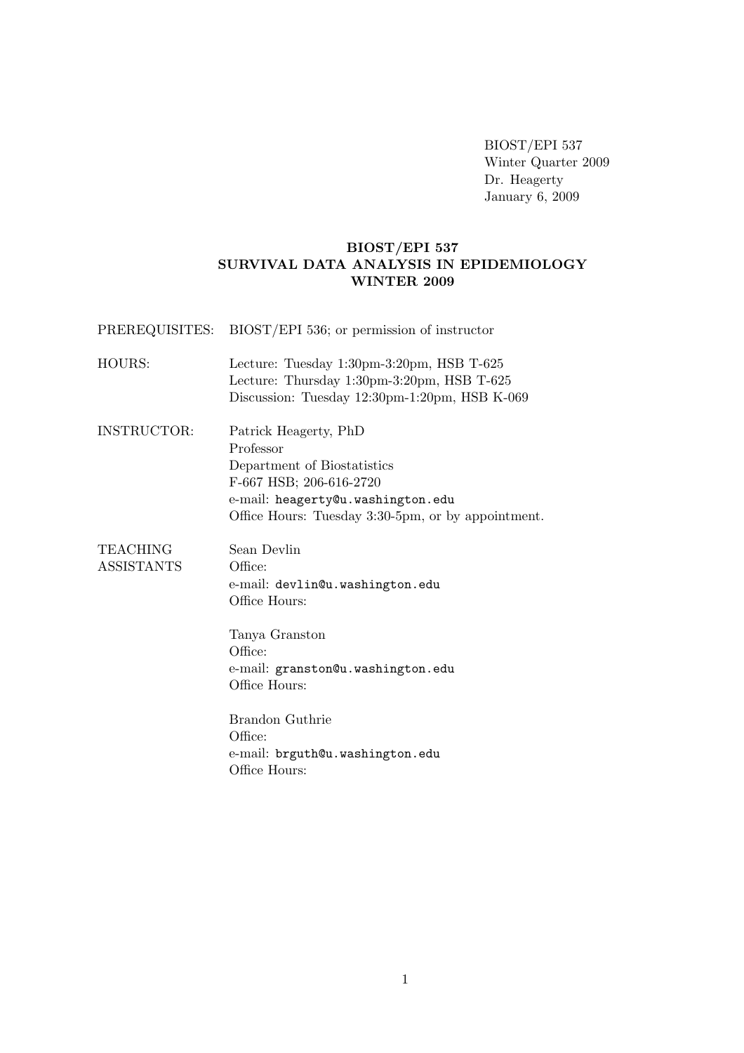BIOST/EPI 537
Winter Quarter 2009
Dr. Heagerty
January 6, 2009

# BIOST/EPI 537
# SURVIVAL DATA ANALYSIS IN EPIDEMIOLOGY
# WINTER 2009

PREREQUISITES: BIOST/EPI 536; or permission of instructor

HOURS:
Lecture: Tuesday 1:30pm-3:20pm, HSB T-625
Lecture: Thursday 1:30pm-3:20pm, HSB T-625
Discussion: Tuesday 12:30pm-1:20pm, HSB K-069

INSTRUCTOR:
Patrick Heagerty, PhD
Professor
Department of Biostatistics
F-667 HSB; 206-616-2720
e-mail: `heagerty@u.washington.edu`
Office Hours: Tuesday 3:30-5pm, or by appointment.

TEACHING ASSISTANTS:

Sean Devlin
Office:
e-mail: `devlin@u.washington.edu`
Office Hours:

Tanya Granston
Office:
e-mail: `granston@u.washington.edu`
Office Hours:

Brandon Guthrie
Office:
e-mail: `brguth@u.washington.edu`
Office Hours: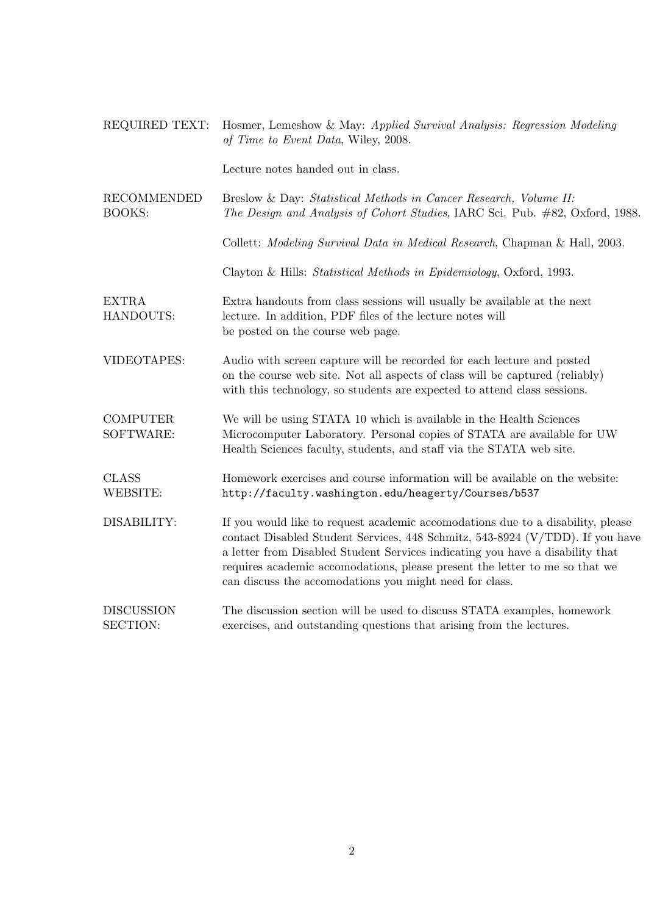**REQUIRED TEXT:** Hosmer, Lemeshow & May: *Applied Survival Analysis: Regression Modeling of Time to Event Data*, Wiley, 2008.

Lecture notes handed out in class.

**RECOMMENDED BOOKS:** Breslow & Day: *Statistical Methods in Cancer Research, Volume II: The Design and Analysis of Cohort Studies*, IARC Sci. Pub. #82, Oxford, 1988.

Collett: *Modeling Survival Data in Medical Research*, Chapman & Hall, 2003.

Clayton & Hills: *Statistical Methods in Epidemiology*, Oxford, 1993.

**EXTRA HANDOUTS:** Extra handouts from class sessions will usually be available at the next lecture. In addition, PDF files of the lecture notes will be posted on the course web page.

**VIDEOTAPES:** Audio with screen capture will be recorded for each lecture and posted on the course web site. Not all aspects of class will be captured (reliably) with this technology, so students are expected to attend class sessions.

**COMPUTER SOFTWARE:** We will be using STATA 10 which is available in the Health Sciences Microcomputer Laboratory. Personal copies of STATA are available for UW Health Sciences faculty, students, and staff via the STATA web site.

**CLASS WEBSITE:** Homework exercises and course information will be available on the website: `http://faculty.washington.edu/heagerty/Courses/b537`

**DISABILITY:** If you would like to request academic accomodations due to a disability, please contact Disabled Student Services, 448 Schmitz, 543-8924 (V/TDD). If you have a letter from Disabled Student Services indicating you have a disability that requires academic accomodations, please present the letter to me so that we can discuss the accomodations you might need for class.

**DISCUSSION SECTION:** The discussion section will be used to discuss STATA examples, homework exercises, and outstanding questions that arising from the lectures.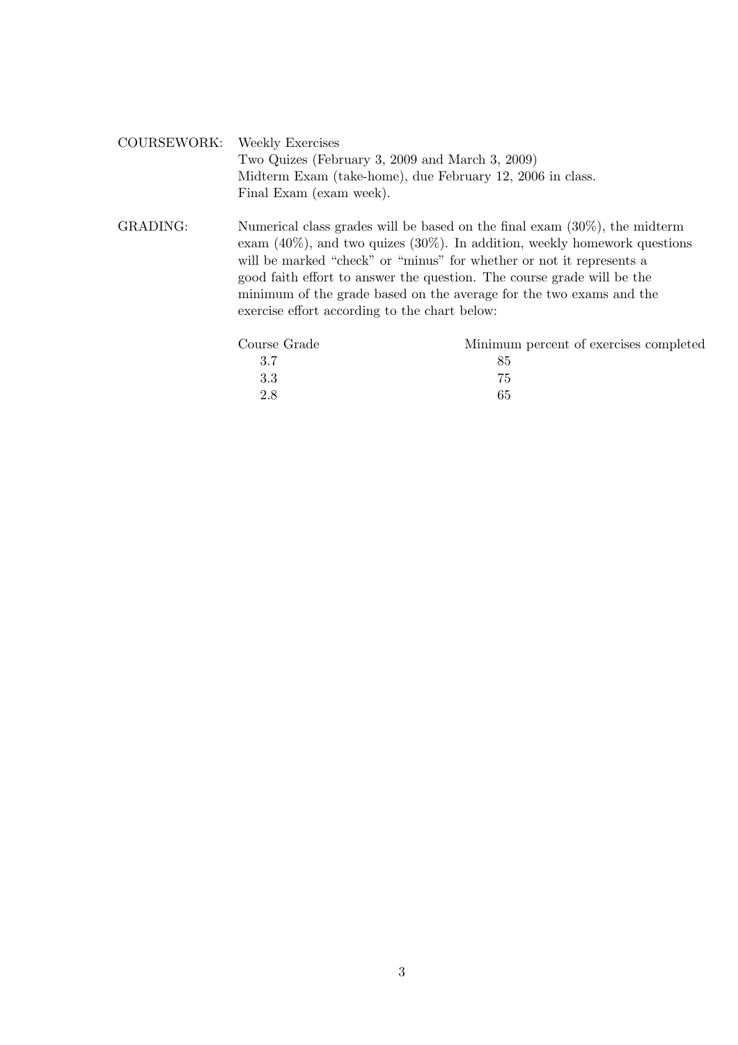COURSEWORK: Weekly Exercises
Two Quizes (February 3, 2009 and March 3, 2009)
Midterm Exam (take-home), due February 12, 2006 in class.
Final Exam (exam week).

GRADING: Numerical class grades will be based on the final exam (30%), the midterm exam (40%), and two quizes (30%). In addition, weekly homework questions will be marked "check" or "minus" for whether or not it represents a good faith effort to answer the question. The course grade will be the minimum of the grade based on the average for the two exams and the exercise effort according to the chart below:

| Course Grade | Minimum percent of exercises completed |
| --- | --- |
| 3.7 | 85 |
| 3.3 | 75 |
| 2.8 | 65 |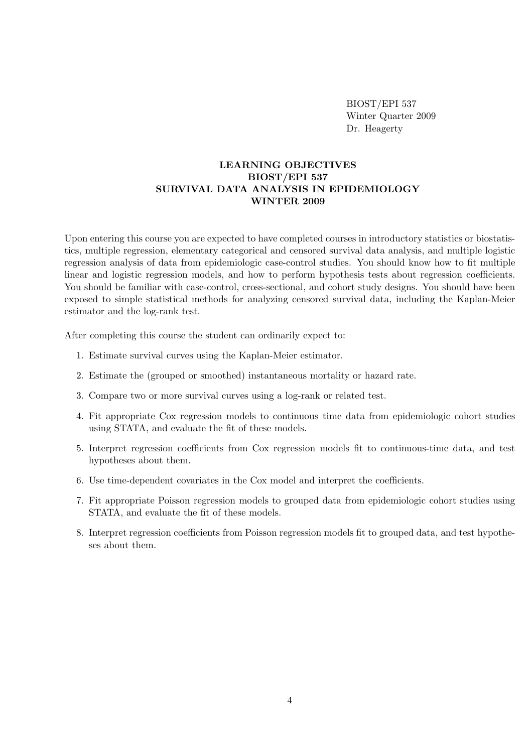BIOST/EPI 537
Winter Quarter 2009
Dr. Heagerty

## LEARNING OBJECTIVES
## BIOST/EPI 537
## SURVIVAL DATA ANALYSIS IN EPIDEMIOLOGY
## WINTER 2009

Upon entering this course you are expected to have completed courses in introductory statistics or biostatistics, multiple regression, elementary categorical and censored survival data analysis, and multiple logistic regression analysis of data from epidemiologic case-control studies. You should know how to fit multiple linear and logistic regression models, and how to perform hypothesis tests about regression coefficients. You should be familiar with case-control, cross-sectional, and cohort study designs. You should have been exposed to simple statistical methods for analyzing censored survival data, including the Kaplan-Meier estimator and the log-rank test.

After completing this course the student can ordinarily expect to:

1. Estimate survival curves using the Kaplan-Meier estimator.
2. Estimate the (grouped or smoothed) instantaneous mortality or hazard rate.
3. Compare two or more survival curves using a log-rank or related test.
4. Fit appropriate Cox regression models to continuous time data from epidemiologic cohort studies using STATA, and evaluate the fit of these models.
5. Interpret regression coefficients from Cox regression models fit to continuous-time data, and test hypotheses about them.
6. Use time-dependent covariates in the Cox model and interpret the coefficients.
7. Fit appropriate Poisson regression models to grouped data from epidemiologic cohort studies using STATA, and evaluate the fit of these models.
8. Interpret regression coefficients from Poisson regression models fit to grouped data, and test hypotheses about them.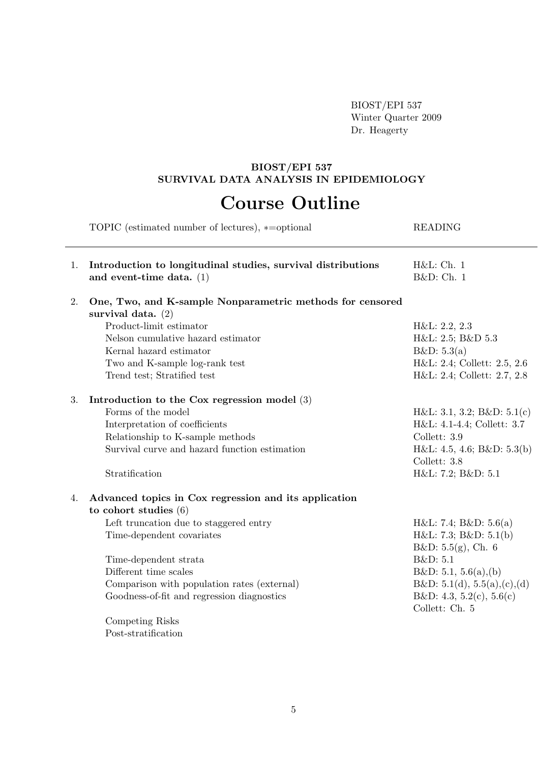BIOST/EPI 537
Winter Quarter 2009
Dr. Heagerty

**BIOST/EPI 537**
**SURVIVAL DATA ANALYSIS IN EPIDEMIOLOGY**

# Course Outline

| TOPIC (estimated number of lectures), *=optional | READING |
|---|---|
| 1. **Introduction to longitudinal studies, survival distributions and event-time data.** (1) | H&L: Ch. 1<br>B&D: Ch. 1 |
| 2. **One, Two, and K-sample Nonparametric methods for censored survival data.** (2) | |
| Product-limit estimator | H&L: 2.2, 2.3 |
| Nelson cumulative hazard estimator | H&L: 2.5; B&D 5.3 |
| Kernal hazard estimator | B&D: 5.3(a) |
| Two and K-sample log-rank test | H&L: 2.4; Collett: 2.5, 2.6 |
| Trend test; Stratified test | H&L: 2.4; Collett: 2.7, 2.8 |
| 3. **Introduction to the Cox regression model** (3) | |
| Forms of the model | H&L: 3.1, 3.2; B&D: 5.1(c) |
| Interpretation of coefficients | H&L: 4.1-4.4; Collett: 3.7 |
| Relationship to K-sample methods | Collett: 3.9 |
| Survival curve and hazard function estimation | H&L: 4.5, 4.6; B&D: 5.3(b)<br>Collett: 3.8 |
| Stratification | H&L: 7.2; B&D: 5.1 |
| 4. **Advanced topics in Cox regression and its application to cohort studies** (6) | |
| Left truncation due to staggered entry | H&L: 7.4; B&D: 5.6(a) |
| Time-dependent covariates | H&L: 7.3; B&D: 5.1(b)<br>B&D: 5.5(g), Ch. 6 |
| Time-dependent strata | B&D: 5.1 |
| Different time scales | B&D: 5.1, 5.6(a),(b) |
| Comparison with population rates (external) | B&D: 5.1(d), 5.5(a),(c),(d) |
| Goodness-of-fit and regression diagnostics | B&D: 4.3, 5.2(c), 5.6(c)<br>Collett: Ch. 5 |
| Competing Risks | |
| Post-stratification | |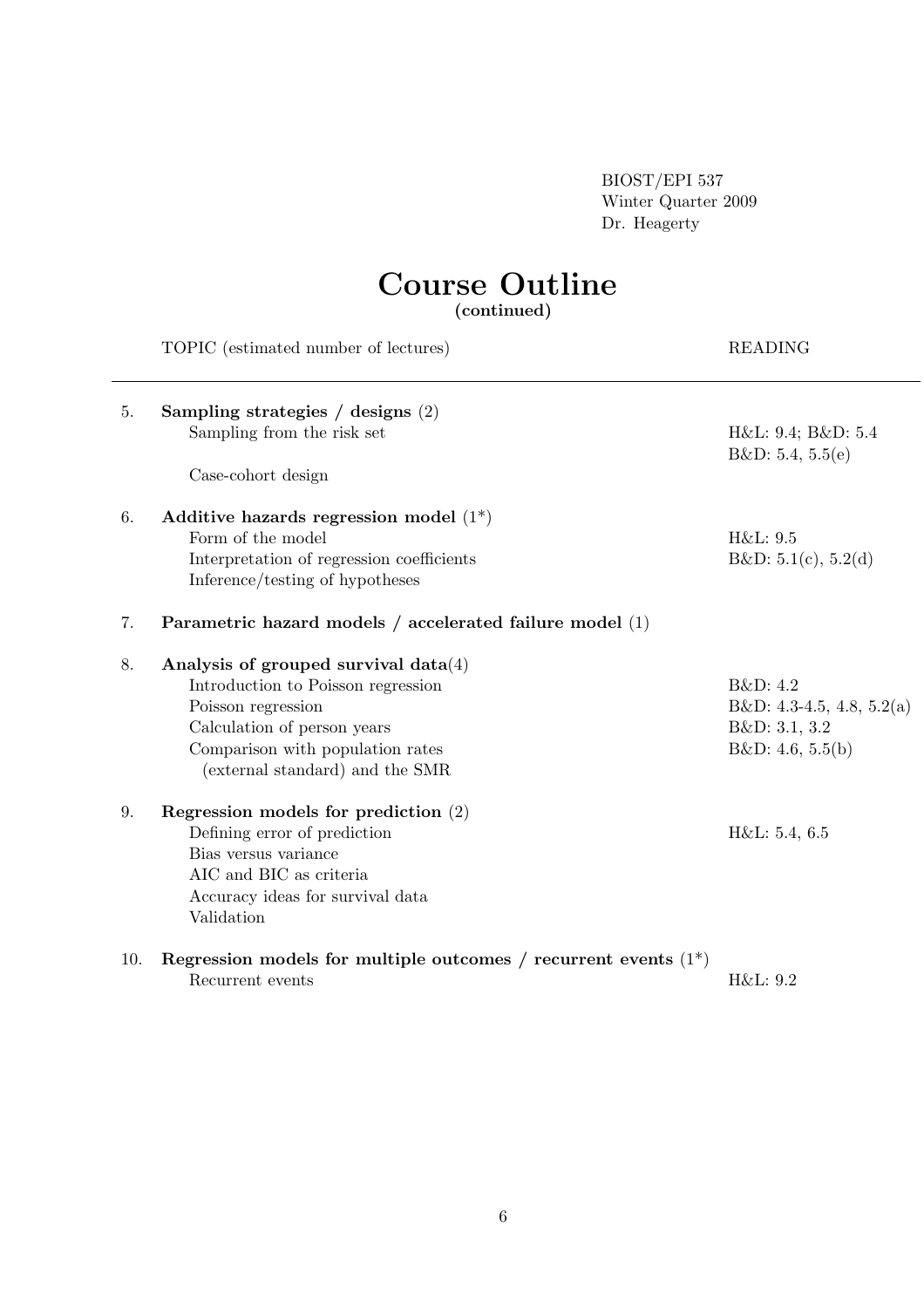BIOST/EPI 537
Winter Quarter 2009
Dr. Heagerty

# Course Outline

**(continued)**

| | TOPIC (estimated number of lectures) | READING |
|---|---|---|
| 5. | **Sampling strategies / designs** (2) | |
| | Sampling from the risk set | H&L: 9.4; B&D: 5.4 |
| | | B&D: 5.4, 5.5(e) |
| | Case-cohort design | |
| 6. | **Additive hazards regression model** (1*) | |
| | Form of the model | H&L: 9.5 |
| | Interpretation of regression coefficients | B&D: 5.1(c), 5.2(d) |
| | Inference/testing of hypotheses | |
| 7. | **Parametric hazard models / accelerated failure model** (1) | |
| 8. | **Analysis of grouped survival data**(4) | |
| | Introduction to Poisson regression | B&D: 4.2 |
| | Poisson regression | B&D: 4.3-4.5, 4.8, 5.2(a) |
| | Calculation of person years | B&D: 3.1, 3.2 |
| | Comparison with population rates (external standard) and the SMR | B&D: 4.6, 5.5(b) |
| 9. | **Regression models for prediction** (2) | |
| | Defining error of prediction | H&L: 5.4, 6.5 |
| | Bias versus variance | |
| | AIC and BIC as criteria | |
| | Accuracy ideas for survival data | |
| | Validation | |
| 10. | **Regression models for multiple outcomes / recurrent events** (1*) | |
| | Recurrent events | H&L: 9.2 |